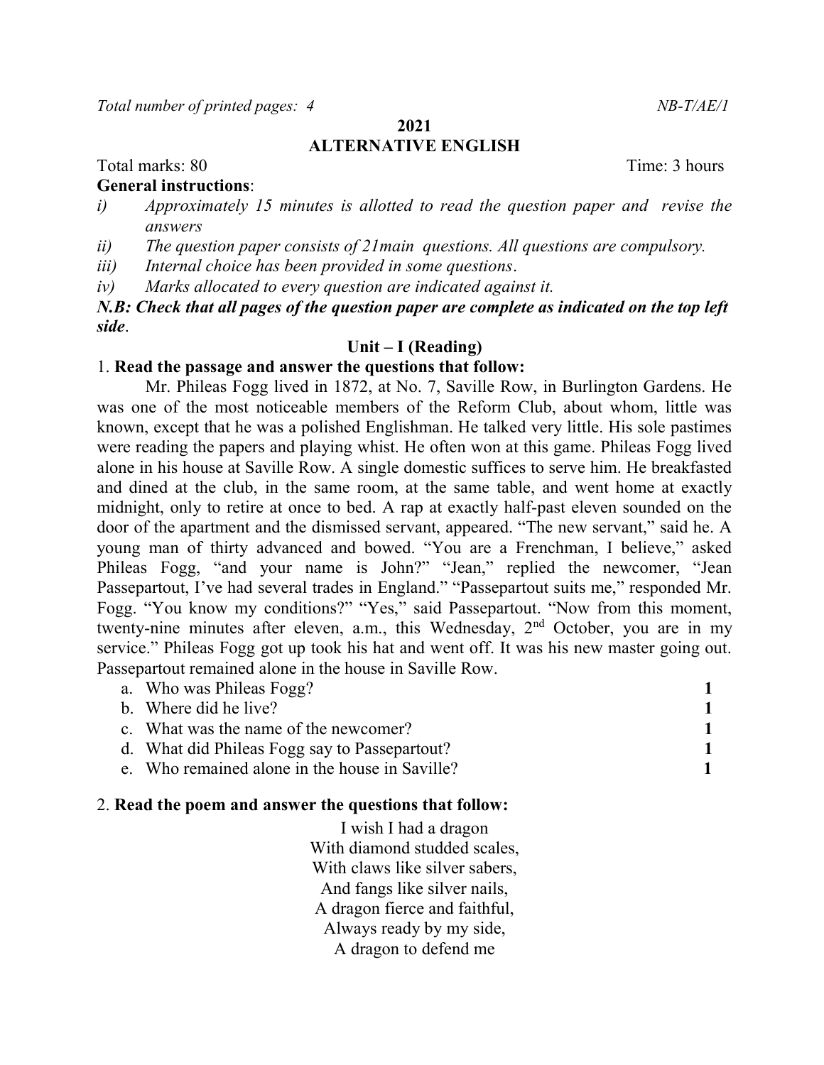Total number of printed pages: 4 NB-T/AE/1

**2021**

# ALTERNATIVE ENGLISH

Total marks: 80 Time: 3 hours

**General instructions**:

*i) Approximately 15 minutes is allotted to read the question paper and revise the answers*

*ii) The question paper consists of 21main questions. All questions are compulsory.*

*iii) Internal choice has been provided in some questions.*

*iv) Marks allocated to every question are indicated against it.*

***N.B: Check that all pages of the question paper are complete as indicated on the top left side.***

## Unit – I (Reading)

1. **Read the passage and answer the questions that follow:**

Mr. Phileas Fogg lived in 1872, at No. 7, Saville Row, in Burlington Gardens. He was one of the most noticeable members of the Reform Club, about whom, little was known, except that he was a polished Englishman. He talked very little. His sole pastimes were reading the papers and playing whist. He often won at this game. Phileas Fogg lived alone in his house at Saville Row. A single domestic suffices to serve him. He breakfasted and dined at the club, in the same room, at the same table, and went home at exactly midnight, only to retire at once to bed. A rap at exactly half-past eleven sounded on the door of the apartment and the dismissed servant, appeared. "The new servant," said he. A young man of thirty advanced and bowed. "You are a Frenchman, I believe," asked Phileas Fogg, "and your name is John?" "Jean," replied the newcomer, "Jean Passepartout, I've had several trades in England." "Passepartout suits me," responded Mr. Fogg. "You know my conditions?" "Yes," said Passepartout. "Now from this moment, twenty-nine minutes after eleven, a.m., this Wednesday, 2nd October, you are in my service." Phileas Fogg got up took his hat and went off. It was his new master going out. Passepartout remained alone in the house in Saville Row.

a. Who was Phileas Fogg? **1**

b. Where did he live? **1**

c. What was the name of the newcomer? **1**

d. What did Phileas Fogg say to Passepartout? **1**

e. Who remained alone in the house in Saville? **1**

2. **Read the poem and answer the questions that follow:**

I wish I had a dragon
With diamond studded scales,
With claws like silver sabers,
And fangs like silver nails,
A dragon fierce and faithful,
Always ready by my side,
A dragon to defend me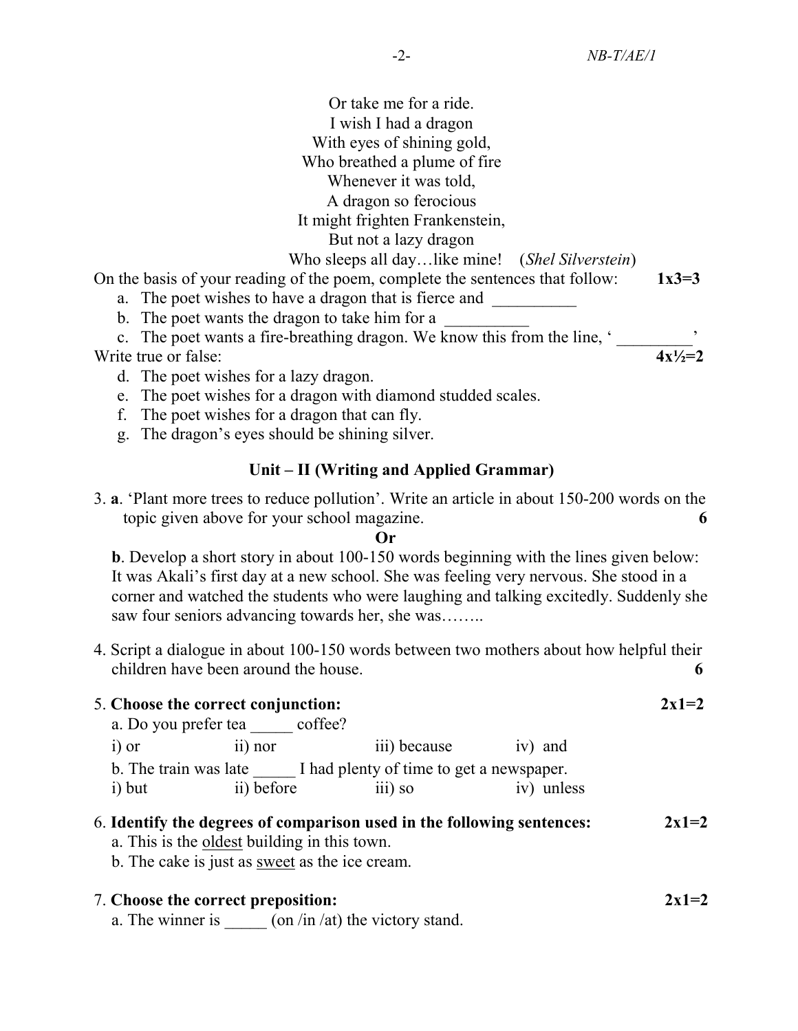Or take me for a ride.
I wish I had a dragon
With eyes of shining gold,
Who breathed a plume of fire
Whenever it was told,
A dragon so ferocious
It might frighten Frankenstein,
But not a lazy dragon
Who sleeps all day…like mine! (*Shel Silverstein*)

On the basis of your reading of the poem, complete the sentences that follow: **1x3=3**

a. The poet wishes to have a dragon that is fierce and __________
b. The poet wants the dragon to take him for a __________
c. The poet wants a fire-breathing dragon. We know this from the line, ‘ _________’

Write true or false: **4x½=2**

d. The poet wishes for a lazy dragon.
e. The poet wishes for a dragon with diamond studded scales.
f. The poet wishes for a dragon that can fly.
g. The dragon’s eyes should be shining silver.

## Unit – II (Writing and Applied Grammar)

3. **a**. ‘Plant more trees to reduce pollution’. Write an article in about 150-200 words on the topic given above for your school magazine. **6**

**Or**

**b**. Develop a short story in about 100-150 words beginning with the lines given below: It was Akali’s first day at a new school. She was feeling very nervous. She stood in a corner and watched the students who were laughing and talking excitedly. Suddenly she saw four seniors advancing towards her, she was……..

4. Script a dialogue in about 100-150 words between two mothers about how helpful their children have been around the house. **6**

5. **Choose the correct conjunction:** **2x1=2**

a. Do you prefer tea _____ coffee?
i) or ii) nor iii) because iv) and

b. The train was late _____ I had plenty of time to get a newspaper.
i) but ii) before iii) so iv) unless

6. **Identify the degrees of comparison used in the following sentences:** **2x1=2**

a. This is the <u>oldest</u> building in this town.
b. The cake is just as <u>sweet</u> as the ice cream.

7. **Choose the correct preposition:** **2x1=2**

a. The winner is _____ (on /in /at) the victory stand.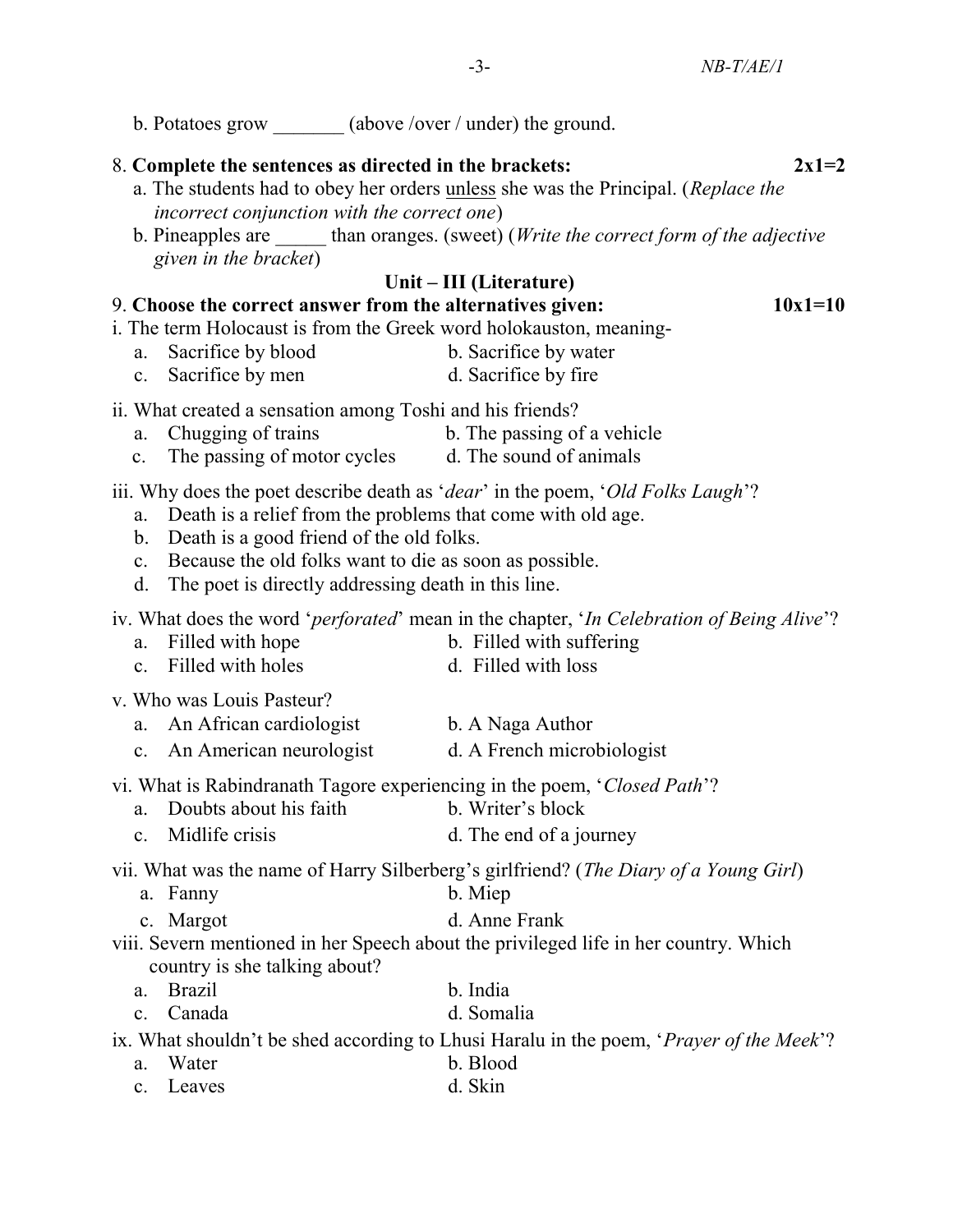b. Potatoes grow _______ (above /over / under) the ground.

8. **Complete the sentences as directed in the brackets:** **2x1=2**

a. The students had to obey her orders <u>unless</u> she was the Principal. (*Replace the incorrect conjunction with the correct one*)

b. Pineapples are _____ than oranges. (sweet) (*Write the correct form of the adjective given in the bracket*)

## Unit – III (Literature)

9. **Choose the correct answer from the alternatives given:** **10x1=10**

i. The term Holocaust is from the Greek word holokauston, meaning-

a. Sacrifice by blood  
b. Sacrifice by water  
c. Sacrifice by men  
d. Sacrifice by fire

ii. What created a sensation among Toshi and his friends?

a. Chugging of trains  
b. The passing of a vehicle  
c. The passing of motor cycles  
d. The sound of animals

iii. Why does the poet describe death as '*dear*' in the poem, '*Old Folks Laugh*'?

a. Death is a relief from the problems that come with old age.  
b. Death is a good friend of the old folks.  
c. Because the old folks want to die as soon as possible.  
d. The poet is directly addressing death in this line.

iv. What does the word '*perforated*' mean in the chapter, '*In Celebration of Being Alive*'?

a. Filled with hope  
b. Filled with suffering  
c. Filled with holes  
d. Filled with loss

v. Who was Louis Pasteur?

a. An African cardiologist  
b. A Naga Author  
c. An American neurologist  
d. A French microbiologist

vi. What is Rabindranath Tagore experiencing in the poem, '*Closed Path*'?

a. Doubts about his faith  
b. Writer's block  
c. Midlife crisis  
d. The end of a journey

vii. What was the name of Harry Silberberg's girlfriend? (*The Diary of a Young Girl*)

a. Fanny  
b. Miep  
c. Margot  
d. Anne Frank

viii. Severn mentioned in her Speech about the privileged life in her country. Which country is she talking about?

a. Brazil  
b. India  
c. Canada  
d. Somalia

ix. What shouldn't be shed according to Lhusi Haralu in the poem, '*Prayer of the Meek*'?

a. Water  
b. Blood  
c. Leaves  
d. Skin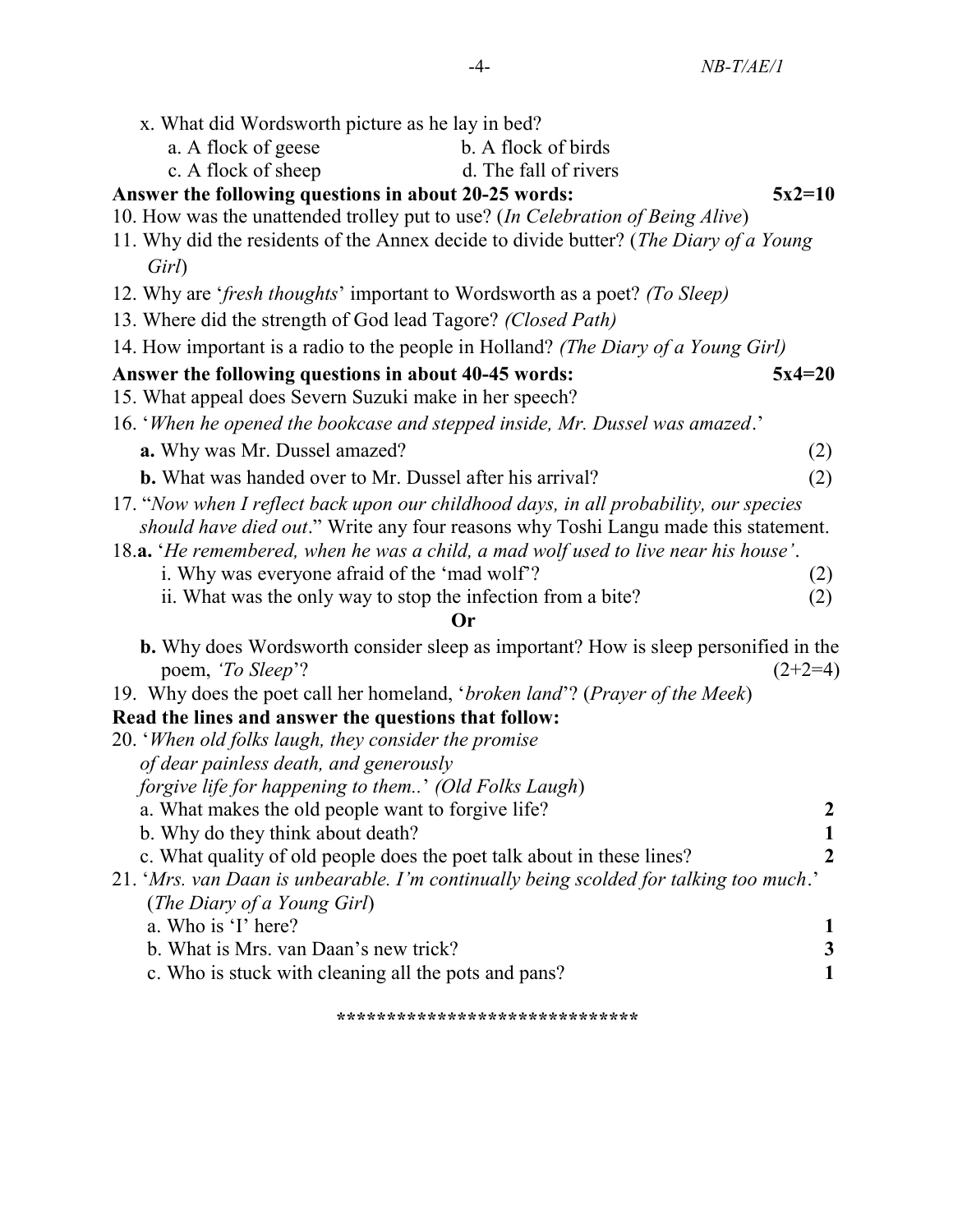x. What did Wordsworth picture as he lay in bed?

a. A flock of geese b. A flock of birds

c. A flock of sheep d. The fall of rivers

**Answer the following questions in about 20-25 words: 5x2=10**

10. How was the unattended trolley put to use? (*In Celebration of Being Alive*)
11. Why did the residents of the Annex decide to divide butter? (*The Diary of a Young Girl*)
12. Why are '*fresh thoughts*' important to Wordsworth as a poet? *(To Sleep)*
13. Where did the strength of God lead Tagore? *(Closed Path)*
14. How important is a radio to the people in Holland? *(The Diary of a Young Girl)*

**Answer the following questions in about 40-45 words: 5x4=20**

15. What appeal does Severn Suzuki make in her speech?
16. '*When he opened the bookcase and stepped inside, Mr. Dussel was amazed*.'

   **a.** Why was Mr. Dussel amazed? (2)

   **b.** What was handed over to Mr. Dussel after his arrival? (2)

17. "*Now when I reflect back upon our childhood days, in all probability, our species should have died out*." Write any four reasons why Toshi Langu made this statement.

18. **a.** '*He remembered, when he was a child, a mad wolf used to live near his house'*.

   i. Why was everyone afraid of the 'mad wolf'? (2)

   ii. What was the only way to stop the infection from a bite? (2)

**Or**

   **b.** Why does Wordsworth consider sleep as important? How is sleep personified in the poem, *'To Sleep*'? (2+2=4)

19. Why does the poet call her homeland, '*broken land*'? (*Prayer of the Meek*)

**Read the lines and answer the questions that follow:**

20. '*When old folks laugh, they consider the promise*
   *of dear painless death, and generously*
   *forgive life for happening to them..*' *(Old Folks Laugh*)

   a. What makes the old people want to forgive life? **2**

   b. Why do they think about death? **1**

   c. What quality of old people does the poet talk about in these lines? **2**

21. '*Mrs. van Daan is unbearable. I'm continually being scolded for talking too much*.' (*The Diary of a Young Girl*)

   a. Who is 'I' here? **1**

   b. What is Mrs. van Daan's new trick? **3**

   c. Who is stuck with cleaning all the pots and pans? **1**

******************************